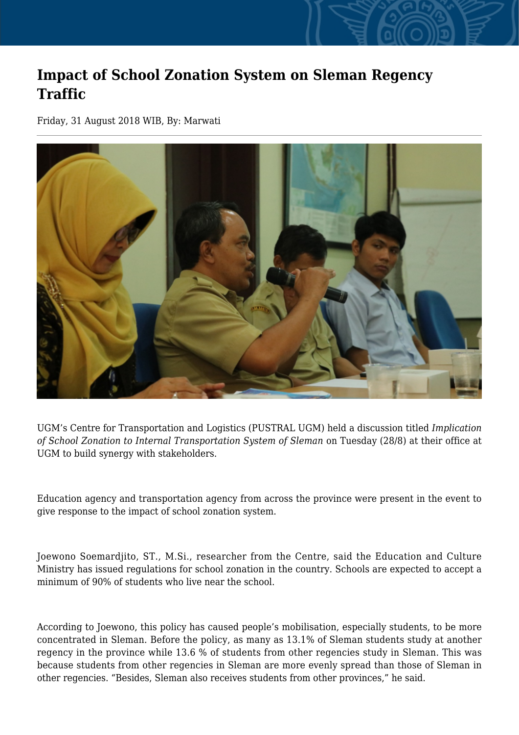# Impact of School Zonation System on Sleman Regency Traffic

Friday, 31 August 2018 WIB, By: Marwati

UGM's Centre for Transportation and Logistics (PUSTRAL UGM) held a discussion titled *Implication of School Zonation to Internal Transportation System of Sleman* on Tuesday (28/8) at their office at UGM to build synergy with stakeholders.

Education agency and transportation agency from across the province were present in the event to give response to the impact of school zonation system.

Joewono Soemardjito, ST., M.Si., researcher from the Centre, said the Education and Culture Ministry has issued regulations for school zonation in the country. Schools are expected to accept a minimum of 90% of students who live near the school.

According to Joewono, this policy has caused people's mobilisation, especially students, to be more concentrated in Sleman. Before the policy, as many as 13.1% of Sleman students study at another regency in the province while 13.6 % of students from other regencies study in Sleman. This was because students from other regencies in Sleman are more evenly spread than those of Sleman in other regencies. "Besides, Sleman also receives students from other provinces," he said.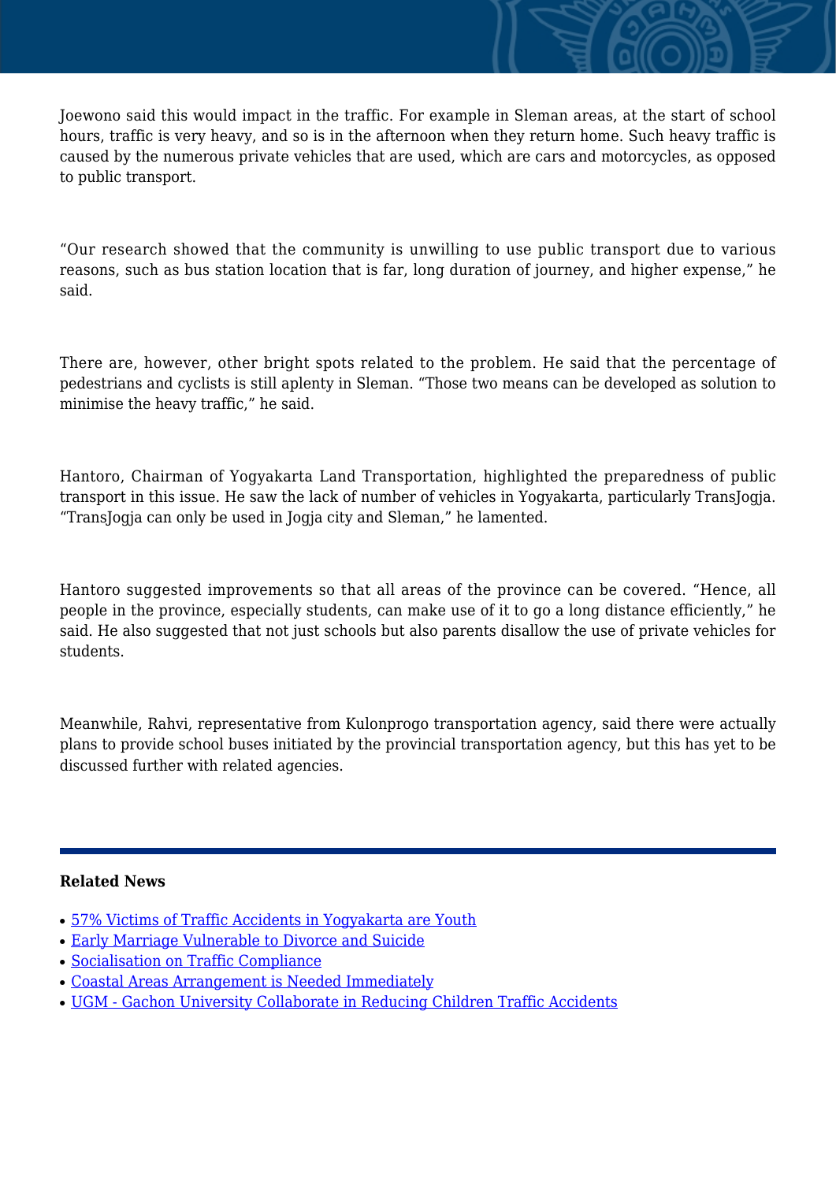Joewono said this would impact in the traffic. For example in Sleman areas, at the start of school hours, traffic is very heavy, and so is in the afternoon when they return home. Such heavy traffic is caused by the numerous private vehicles that are used, which are cars and motorcycles, as opposed to public transport.

“Our research showed that the community is unwilling to use public transport due to various reasons, such as bus station location that is far, long duration of journey, and higher expense,” he said.

There are, however, other bright spots related to the problem. He said that the percentage of pedestrians and cyclists is still aplenty in Sleman. “Those two means can be developed as solution to minimise the heavy traffic,” he said.

Hantoro, Chairman of Yogyakarta Land Transportation, highlighted the preparedness of public transport in this issue. He saw the lack of number of vehicles in Yogyakarta, particularly TransJogja. “TransJogja can only be used in Jogja city and Sleman,” he lamented.

Hantoro suggested improvements so that all areas of the province can be covered. “Hence, all people in the province, especially students, can make use of it to go a long distance efficiently,” he said. He also suggested that not just schools but also parents disallow the use of private vehicles for students.

Meanwhile, Rahvi, representative from Kulonprogo transportation agency, said there were actually plans to provide school buses initiated by the provincial transportation agency, but this has yet to be discussed further with related agencies.

---

**Related News**

- 57% Victims of Traffic Accidents in Yogyakarta are Youth
- Early Marriage Vulnerable to Divorce and Suicide
- Socialisation on Traffic Compliance
- Coastal Areas Arrangement is Needed Immediately
- UGM - Gachon University Collaborate in Reducing Children Traffic Accidents